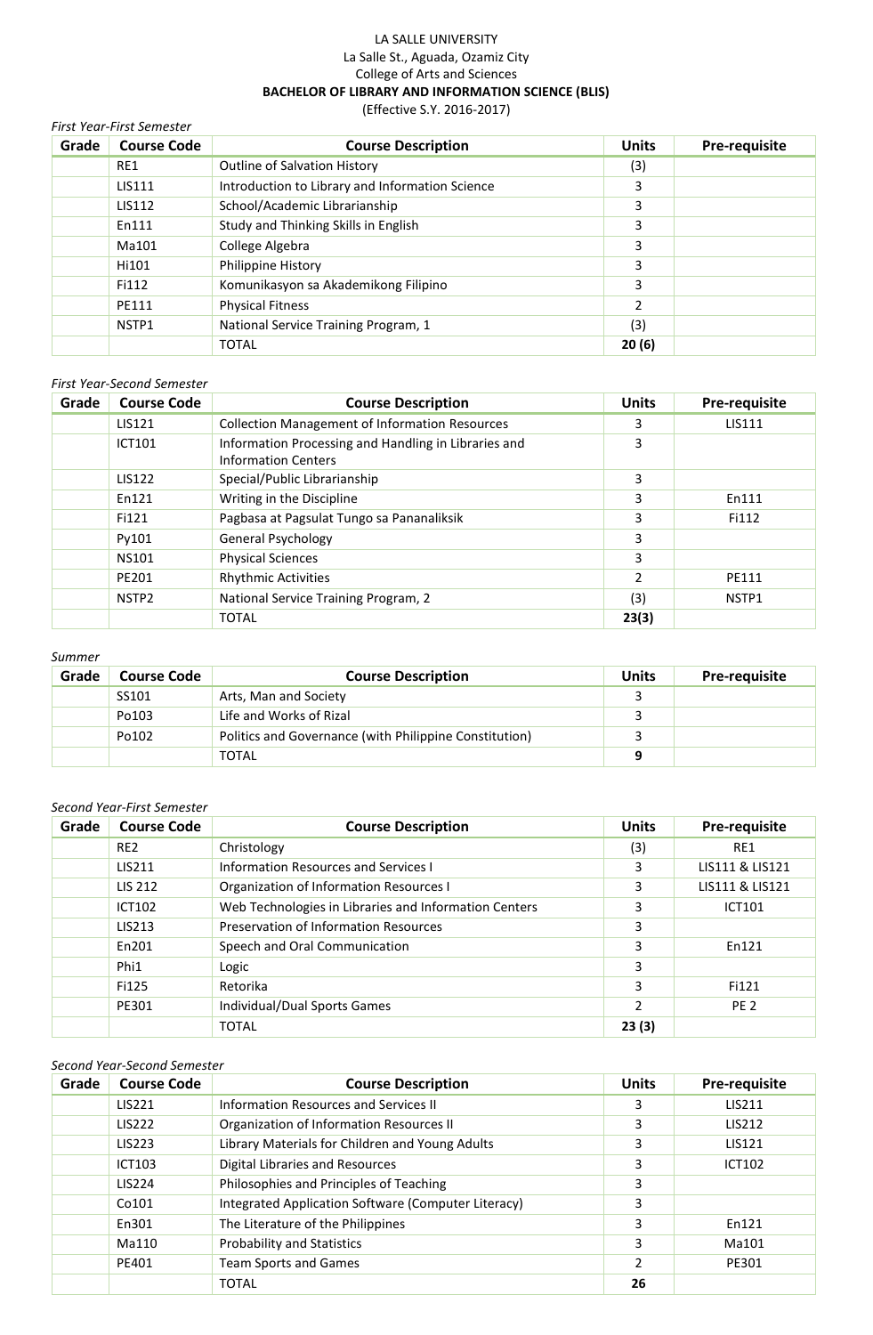LA SALLE UNIVERSITY
La Salle St., Aguada, Ozamiz City
College of Arts and Sciences
**BACHELOR OF LIBRARY AND INFORMATION SCIENCE (BLIS)**
(Effective S.Y. 2016-2017)

*First Year-First Semester*

| Grade | Course Code | Course Description | Units | Pre-requisite |
|---|---|---|---|---|
| | RE1 | Outline of Salvation History | (3) | |
| | LIS111 | Introduction to Library and Information Science | 3 | |
| | LIS112 | School/Academic Librarianship | 3 | |
| | En111 | Study and Thinking Skills in English | 3 | |
| | Ma101 | College Algebra | 3 | |
| | Hi101 | Philippine History | 3 | |
| | Fi112 | Komunikasyon sa Akademikong Filipino | 3 | |
| | PE111 | Physical Fitness | 2 | |
| | NSTP1 | National Service Training Program, 1 | (3) | |
| | | TOTAL | **20 (6)** | |

*First Year-Second Semester*

| Grade | Course Code | Course Description | Units | Pre-requisite |
|---|---|---|---|---|
| | LIS121 | Collection Management of Information Resources | 3 | LIS111 |
| | ICT101 | Information Processing and Handling in Libraries and Information Centers | 3 | |
| | LIS122 | Special/Public Librarianship | 3 | |
| | En121 | Writing in the Discipline | 3 | En111 |
| | Fi121 | Pagbasa at Pagsulat Tungo sa Pananaliksik | 3 | Fi112 |
| | Py101 | General Psychology | 3 | |
| | NS101 | Physical Sciences | 3 | |
| | PE201 | Rhythmic Activities | 2 | PE111 |
| | NSTP2 | National Service Training Program, 2 | (3) | NSTP1 |
| | | TOTAL | **23(3)** | |

*Summer*

| Grade | Course Code | Course Description | Units | Pre-requisite |
|---|---|---|---|---|
| | SS101 | Arts, Man and Society | 3 | |
| | Po103 | Life and Works of Rizal | 3 | |
| | Po102 | Politics and Governance (with Philippine Constitution) | 3 | |
| | | TOTAL | **9** | |

*Second Year-First Semester*

| Grade | Course Code | Course Description | Units | Pre-requisite |
|---|---|---|---|---|
| | RE2 | Christology | (3) | RE1 |
| | LIS211 | Information Resources and Services I | 3 | LIS111 & LIS121 |
| | LIS 212 | Organization of Information Resources I | 3 | LIS111 & LIS121 |
| | ICT102 | Web Technologies in Libraries and Information Centers | 3 | ICT101 |
| | LIS213 | Preservation of Information Resources | 3 | |
| | En201 | Speech and Oral Communication | 3 | En121 |
| | Phi1 | Logic | 3 | |
| | Fi125 | Retorika | 3 | Fi121 |
| | PE301 | Individual/Dual Sports Games | 2 | PE 2 |
| | | TOTAL | **23 (3)** | |

*Second Year-Second Semester*

| Grade | Course Code | Course Description | Units | Pre-requisite |
|---|---|---|---|---|
| | LIS221 | Information Resources and Services II | 3 | LIS211 |
| | LIS222 | Organization of Information Resources II | 3 | LIS212 |
| | LIS223 | Library Materials for Children and Young Adults | 3 | LIS121 |
| | ICT103 | Digital Libraries and Resources | 3 | ICT102 |
| | LIS224 | Philosophies and Principles of Teaching | 3 | |
| | Co101 | Integrated Application Software (Computer Literacy) | 3 | |
| | En301 | The Literature of the Philippines | 3 | En121 |
| | Ma110 | Probability and Statistics | 3 | Ma101 |
| | PE401 | Team Sports and Games | 2 | PE301 |
| | | TOTAL | **26** | |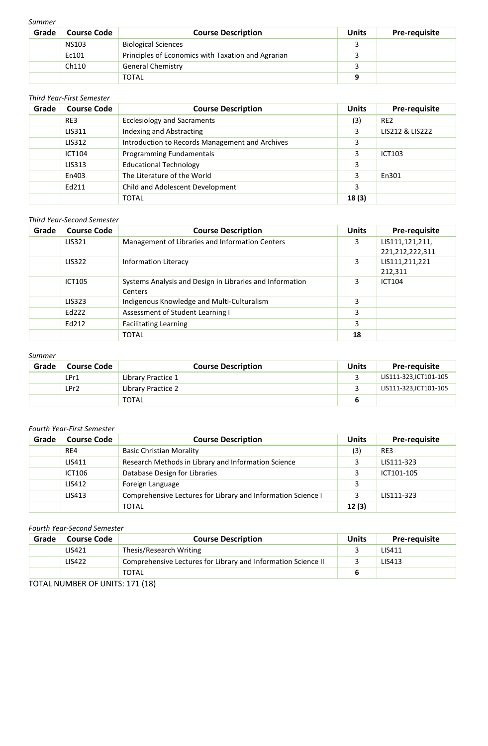*Summer*

| Grade | Course Code | Course Description | Units | Pre-requisite |
|---|---|---|---|---|
| | NS103 | Biological Sciences | 3 | |
| | Ec101 | Principles of Economics with Taxation and Agrarian | 3 | |
| | Ch110 | General Chemistry | 3 | |
| | | TOTAL | **9** | |

*Third Year-First Semester*

| Grade | Course Code | Course Description | Units | Pre-requisite |
|---|---|---|---|---|
| | RE3 | Ecclesiology and Sacraments | (3) | RE2 |
| | LIS311 | Indexing and Abstracting | 3 | LIS212 & LIS222 |
| | LIS312 | Introduction to Records Management and Archives | 3 | |
| | ICT104 | Programming Fundamentals | 3 | ICT103 |
| | LIS313 | Educational Technology | 3 | |
| | En403 | The Literature of the World | 3 | En301 |
| | Ed211 | Child and Adolescent Development | 3 | |
| | | TOTAL | **18 (3)** | |

*Third Year-Second Semester*

| Grade | Course Code | Course Description | Units | Pre-requisite |
|---|---|---|---|---|
| | LIS321 | Management of Libraries and Information Centers | 3 | LIS111,121,211, 221,212,222,311 |
| | LIS322 | Information Literacy | 3 | LIS111,211,221 212,311 |
| | ICT105 | Systems Analysis and Design in Libraries and Information Centers | 3 | ICT104 |
| | LIS323 | Indigenous Knowledge and Multi-Culturalism | 3 | |
| | Ed222 | Assessment of Student Learning I | 3 | |
| | Ed212 | Facilitating Learning | 3 | |
| | | TOTAL | **18** | |

*Summer*

| Grade | Course Code | Course Description | Units | Pre-requisite |
|---|---|---|---|---|
| | LPr1 | Library Practice 1 | 3 | LIS111-323,ICT101-105 |
| | LPr2 | Library Practice 2 | 3 | LIS111-323,ICT101-105 |
| | | TOTAL | **6** | |

*Fourth Year-First Semester*

| Grade | Course Code | Course Description | Units | Pre-requisite |
|---|---|---|---|---|
| | RE4 | Basic Christian Morality | (3) | RE3 |
| | LIS411 | Research Methods in Library and Information Science | 3 | LIS111-323 |
| | ICT106 | Database Design for Libraries | 3 | ICT101-105 |
| | LIS412 | Foreign Language | 3 | |
| | LIS413 | Comprehensive Lectures for Library and Information Science I | 3 | LIS111-323 |
| | | TOTAL | **12 (3)** | |

*Fourth Year-Second Semester*

| Grade | Course Code | Course Description | Units | Pre-requisite |
|---|---|---|---|---|
| | LIS421 | Thesis/Research Writing | 3 | LIS411 |
| | LIS422 | Comprehensive Lectures for Library and Information Science II | 3 | LIS413 |
| | | TOTAL | **6** | |

TOTAL NUMBER OF UNITS: 171 (18)